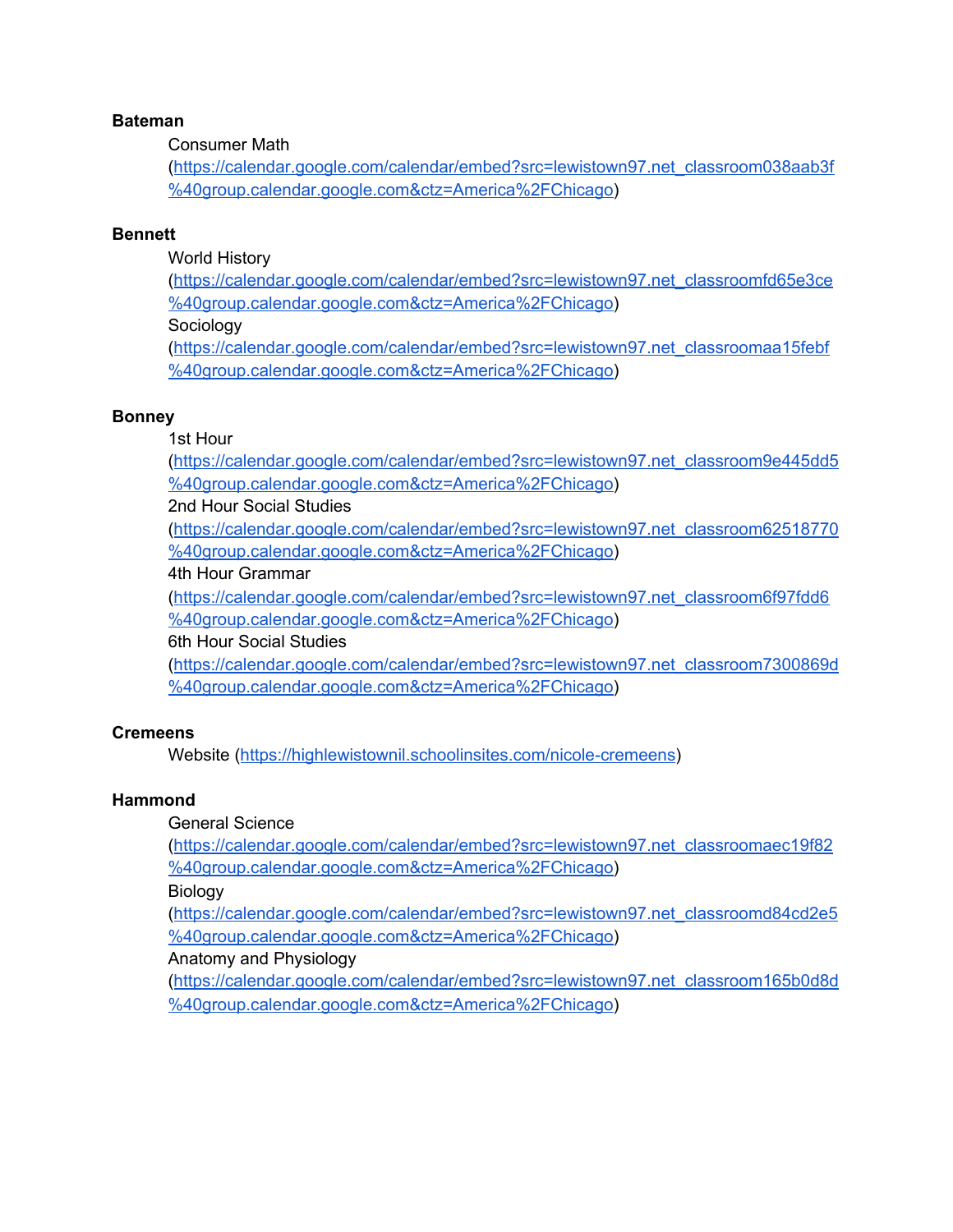**Bateman**

Consumer Math (https://calendar.google.com/calendar/embed?src=lewistown97.net_classroom038aab3f%40group.calendar.google.com&ctz=America%2FChicago)

**Bennett**

World History (https://calendar.google.com/calendar/embed?src=lewistown97.net_classroomfd65e3ce%40group.calendar.google.com&ctz=America%2FChicago)
Sociology (https://calendar.google.com/calendar/embed?src=lewistown97.net_classroomaa15febf%40group.calendar.google.com&ctz=America%2FChicago)

**Bonney**

1st Hour (https://calendar.google.com/calendar/embed?src=lewistown97.net_classroom9e445dd5%40group.calendar.google.com&ctz=America%2FChicago)
2nd Hour Social Studies (https://calendar.google.com/calendar/embed?src=lewistown97.net_classroom62518770%40group.calendar.google.com&ctz=America%2FChicago)
4th Hour Grammar (https://calendar.google.com/calendar/embed?src=lewistown97.net_classroom6f97fdd6%40group.calendar.google.com&ctz=America%2FChicago)
6th Hour Social Studies (https://calendar.google.com/calendar/embed?src=lewistown97.net_classroom7300869d%40group.calendar.google.com&ctz=America%2FChicago)

**Cremeens**

Website (https://highlewistownil.schoolinsites.com/nicole-cremeens)

**Hammond**

General Science (https://calendar.google.com/calendar/embed?src=lewistown97.net_classroomaec19f82%40group.calendar.google.com&ctz=America%2FChicago)
Biology (https://calendar.google.com/calendar/embed?src=lewistown97.net_classroomd84cd2e5%40group.calendar.google.com&ctz=America%2FChicago)
Anatomy and Physiology (https://calendar.google.com/calendar/embed?src=lewistown97.net_classroom165b0d8d%40group.calendar.google.com&ctz=America%2FChicago)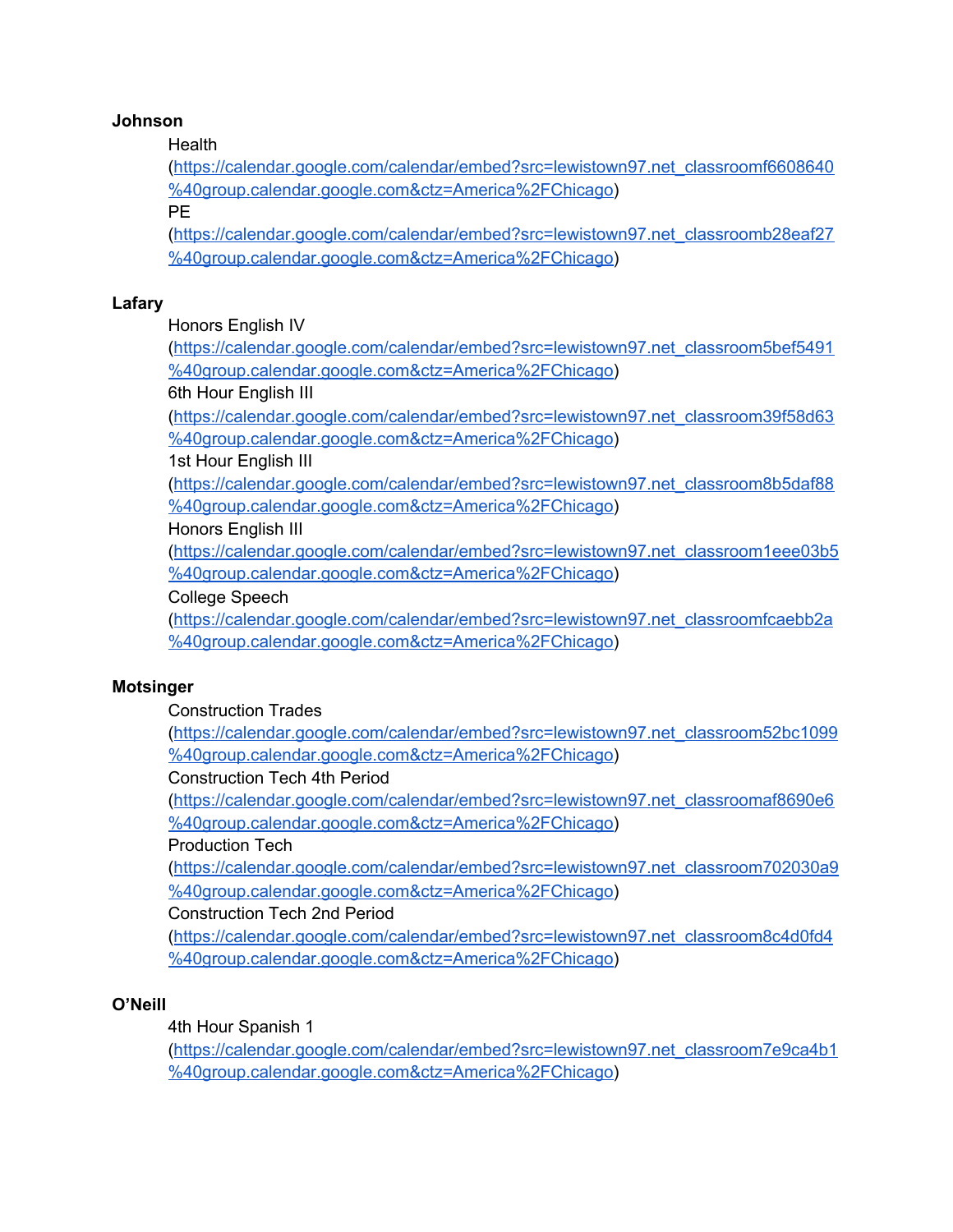**Johnson**

Health
(https://calendar.google.com/calendar/embed?src=lewistown97.net_classroomf6608640%40group.calendar.google.com&ctz=America%2FChicago)
PE
(https://calendar.google.com/calendar/embed?src=lewistown97.net_classroomb28eaf27%40group.calendar.google.com&ctz=America%2FChicago)

**Lafary**

Honors English IV
(https://calendar.google.com/calendar/embed?src=lewistown97.net_classroom5bef5491%40group.calendar.google.com&ctz=America%2FChicago)
6th Hour English III
(https://calendar.google.com/calendar/embed?src=lewistown97.net_classroom39f58d63%40group.calendar.google.com&ctz=America%2FChicago)
1st Hour English III
(https://calendar.google.com/calendar/embed?src=lewistown97.net_classroom8b5daf88%40group.calendar.google.com&ctz=America%2FChicago)
Honors English III
(https://calendar.google.com/calendar/embed?src=lewistown97.net_classroom1eee03b5%40group.calendar.google.com&ctz=America%2FChicago)
College Speech
(https://calendar.google.com/calendar/embed?src=lewistown97.net_classroomfcaebb2a%40group.calendar.google.com&ctz=America%2FChicago)

**Motsinger**

Construction Trades
(https://calendar.google.com/calendar/embed?src=lewistown97.net_classroom52bc1099%40group.calendar.google.com&ctz=America%2FChicago)
Construction Tech 4th Period
(https://calendar.google.com/calendar/embed?src=lewistown97.net_classroomaf8690e6%40group.calendar.google.com&ctz=America%2FChicago)
Production Tech
(https://calendar.google.com/calendar/embed?src=lewistown97.net_classroom702030a9%40group.calendar.google.com&ctz=America%2FChicago)
Construction Tech 2nd Period
(https://calendar.google.com/calendar/embed?src=lewistown97.net_classroom8c4d0fd4%40group.calendar.google.com&ctz=America%2FChicago)

**O'Neill**

4th Hour Spanish 1
(https://calendar.google.com/calendar/embed?src=lewistown97.net_classroom7e9ca4b1%40group.calendar.google.com&ctz=America%2FChicago)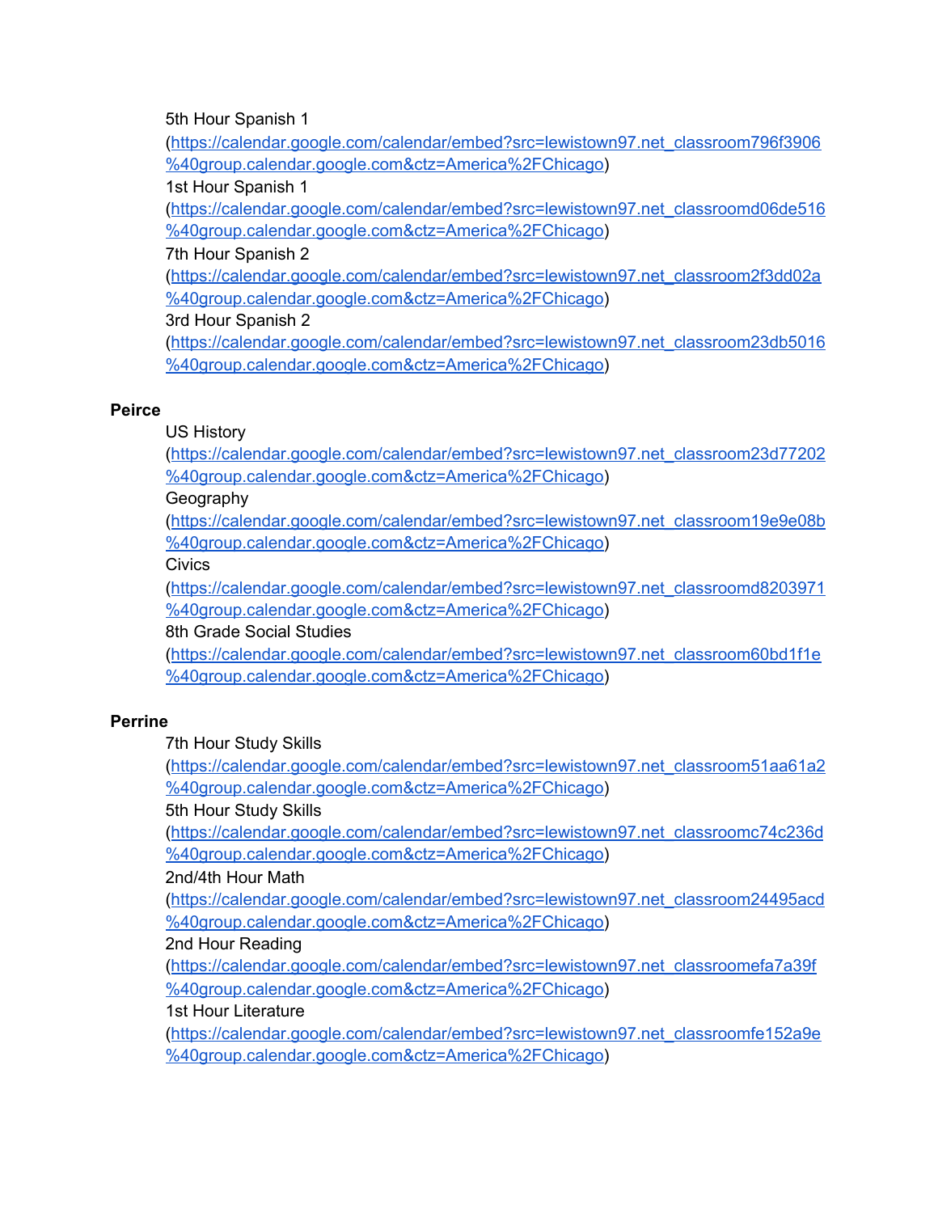5th Hour Spanish 1
(https://calendar.google.com/calendar/embed?src=lewistown97.net_classroom796f3906%40group.calendar.google.com&ctz=America%2FChicago)
1st Hour Spanish 1
(https://calendar.google.com/calendar/embed?src=lewistown97.net_classroomd06de516%40group.calendar.google.com&ctz=America%2FChicago)
7th Hour Spanish 2
(https://calendar.google.com/calendar/embed?src=lewistown97.net_classroom2f3dd02a%40group.calendar.google.com&ctz=America%2FChicago)
3rd Hour Spanish 2
(https://calendar.google.com/calendar/embed?src=lewistown97.net_classroom23db5016%40group.calendar.google.com&ctz=America%2FChicago)

**Peirce**

US History
(https://calendar.google.com/calendar/embed?src=lewistown97.net_classroom23d77202%40group.calendar.google.com&ctz=America%2FChicago)
Geography
(https://calendar.google.com/calendar/embed?src=lewistown97.net_classroom19e9e08b%40group.calendar.google.com&ctz=America%2FChicago)
Civics
(https://calendar.google.com/calendar/embed?src=lewistown97.net_classroomd8203971%40group.calendar.google.com&ctz=America%2FChicago)
8th Grade Social Studies
(https://calendar.google.com/calendar/embed?src=lewistown97.net_classroom60bd1f1e%40group.calendar.google.com&ctz=America%2FChicago)

**Perrine**

7th Hour Study Skills
(https://calendar.google.com/calendar/embed?src=lewistown97.net_classroom51aa61a2%40group.calendar.google.com&ctz=America%2FChicago)
5th Hour Study Skills
(https://calendar.google.com/calendar/embed?src=lewistown97.net_classroomc74c236d%40group.calendar.google.com&ctz=America%2FChicago)
2nd/4th Hour Math
(https://calendar.google.com/calendar/embed?src=lewistown97.net_classroom24495acd%40group.calendar.google.com&ctz=America%2FChicago)
2nd Hour Reading
(https://calendar.google.com/calendar/embed?src=lewistown97.net_classroomefa7a39f%40group.calendar.google.com&ctz=America%2FChicago)
1st Hour Literature
(https://calendar.google.com/calendar/embed?src=lewistown97.net_classroomfe152a9e%40group.calendar.google.com&ctz=America%2FChicago)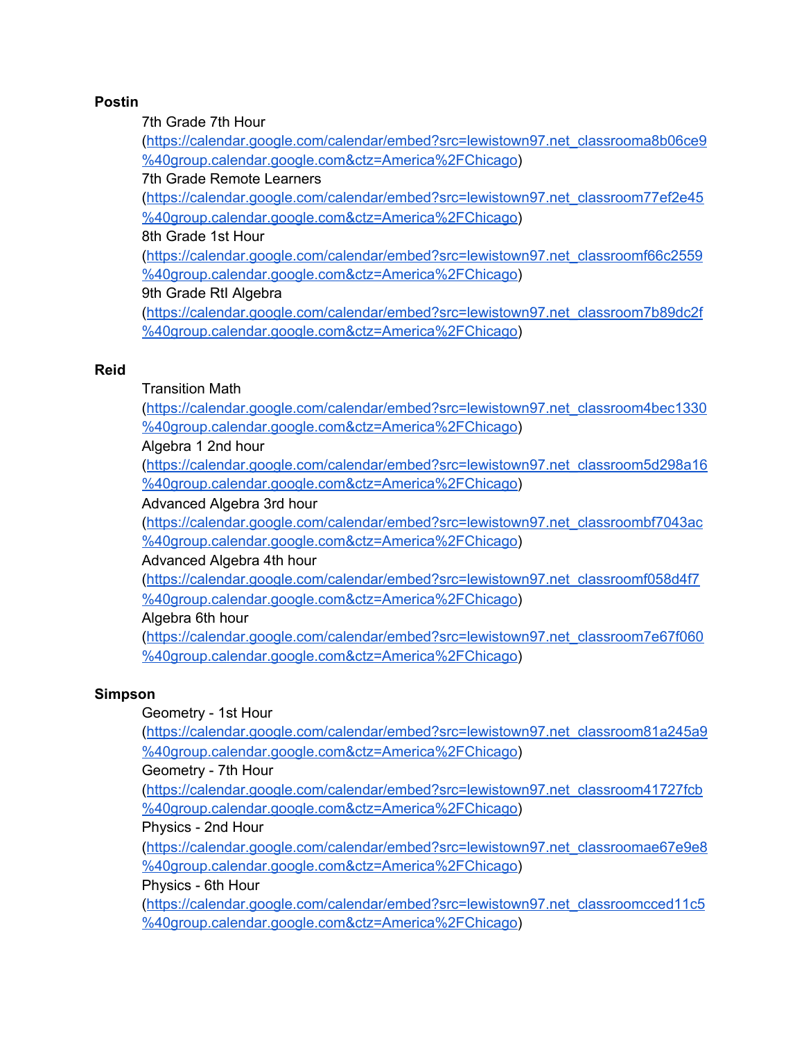**Postin**

- 7th Grade 7th Hour (https://calendar.google.com/calendar/embed?src=lewistown97.net_classrooma8b06ce9%40group.calendar.google.com&ctz=America%2FChicago)
- 7th Grade Remote Learners (https://calendar.google.com/calendar/embed?src=lewistown97.net_classroom77ef2e45%40group.calendar.google.com&ctz=America%2FChicago)
- 8th Grade 1st Hour (https://calendar.google.com/calendar/embed?src=lewistown97.net_classroomf66c2559%40group.calendar.google.com&ctz=America%2FChicago)
- 9th Grade RtI Algebra (https://calendar.google.com/calendar/embed?src=lewistown97.net_classroom7b89dc2f%40group.calendar.google.com&ctz=America%2FChicago)

**Reid**

- Transition Math (https://calendar.google.com/calendar/embed?src=lewistown97.net_classroom4bec1330%40group.calendar.google.com&ctz=America%2FChicago)
- Algebra 1 2nd hour (https://calendar.google.com/calendar/embed?src=lewistown97.net_classroom5d298a16%40group.calendar.google.com&ctz=America%2FChicago)
- Advanced Algebra 3rd hour (https://calendar.google.com/calendar/embed?src=lewistown97.net_classroombf7043ac%40group.calendar.google.com&ctz=America%2FChicago)
- Advanced Algebra 4th hour (https://calendar.google.com/calendar/embed?src=lewistown97.net_classroomf058d4f7%40group.calendar.google.com&ctz=America%2FChicago)
- Algebra 6th hour (https://calendar.google.com/calendar/embed?src=lewistown97.net_classroom7e67f060%40group.calendar.google.com&ctz=America%2FChicago)

**Simpson**

- Geometry - 1st Hour (https://calendar.google.com/calendar/embed?src=lewistown97.net_classroom81a245a9%40group.calendar.google.com&ctz=America%2FChicago)
- Geometry - 7th Hour (https://calendar.google.com/calendar/embed?src=lewistown97.net_classroom41727fcb%40group.calendar.google.com&ctz=America%2FChicago)
- Physics - 2nd Hour (https://calendar.google.com/calendar/embed?src=lewistown97.net_classroomae67e9e8%40group.calendar.google.com&ctz=America%2FChicago)
- Physics - 6th Hour (https://calendar.google.com/calendar/embed?src=lewistown97.net_classroomcced11c5%40group.calendar.google.com&ctz=America%2FChicago)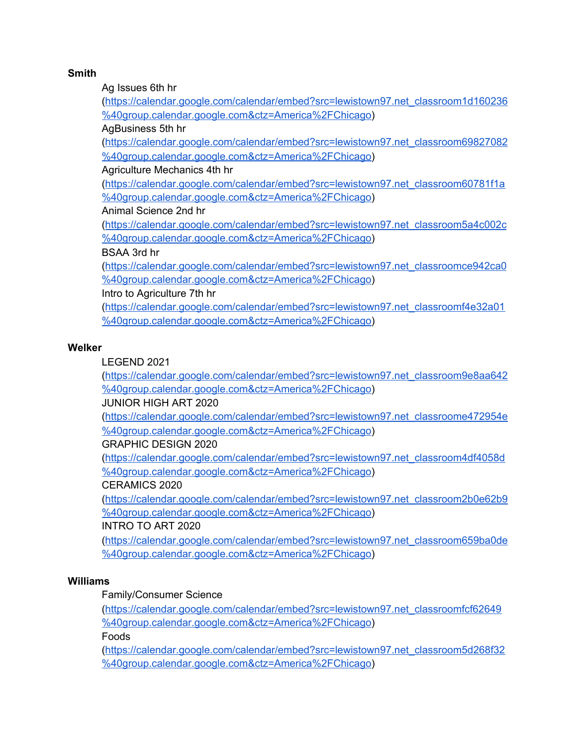**Smith**

Ag Issues 6th hr
(https://calendar.google.com/calendar/embed?src=lewistown97.net_classroom1d160236%40group.calendar.google.com&ctz=America%2FChicago)

AgBusiness 5th hr
(https://calendar.google.com/calendar/embed?src=lewistown97.net_classroom69827082%40group.calendar.google.com&ctz=America%2FChicago)

Agriculture Mechanics 4th hr
(https://calendar.google.com/calendar/embed?src=lewistown97.net_classroom60781f1a%40group.calendar.google.com&ctz=America%2FChicago)

Animal Science 2nd hr
(https://calendar.google.com/calendar/embed?src=lewistown97.net_classroom5a4c002c%40group.calendar.google.com&ctz=America%2FChicago)

BSAA 3rd hr
(https://calendar.google.com/calendar/embed?src=lewistown97.net_classroomce942ca0%40group.calendar.google.com&ctz=America%2FChicago)

Intro to Agriculture 7th hr
(https://calendar.google.com/calendar/embed?src=lewistown97.net_classroomf4e32a01%40group.calendar.google.com&ctz=America%2FChicago)

**Welker**

LEGEND 2021
(https://calendar.google.com/calendar/embed?src=lewistown97.net_classroom9e8aa642%40group.calendar.google.com&ctz=America%2FChicago)

JUNIOR HIGH ART 2020
(https://calendar.google.com/calendar/embed?src=lewistown97.net_classroome472954e%40group.calendar.google.com&ctz=America%2FChicago)

GRAPHIC DESIGN 2020
(https://calendar.google.com/calendar/embed?src=lewistown97.net_classroom4df4058d%40group.calendar.google.com&ctz=America%2FChicago)

CERAMICS 2020
(https://calendar.google.com/calendar/embed?src=lewistown97.net_classroom2b0e62b9%40group.calendar.google.com&ctz=America%2FChicago)

INTRO TO ART 2020
(https://calendar.google.com/calendar/embed?src=lewistown97.net_classroom659ba0de%40group.calendar.google.com&ctz=America%2FChicago)

**Williams**

Family/Consumer Science
(https://calendar.google.com/calendar/embed?src=lewistown97.net_classroomfcf62649%40group.calendar.google.com&ctz=America%2FChicago)

Foods
(https://calendar.google.com/calendar/embed?src=lewistown97.net_classroom5d268f32%40group.calendar.google.com&ctz=America%2FChicago)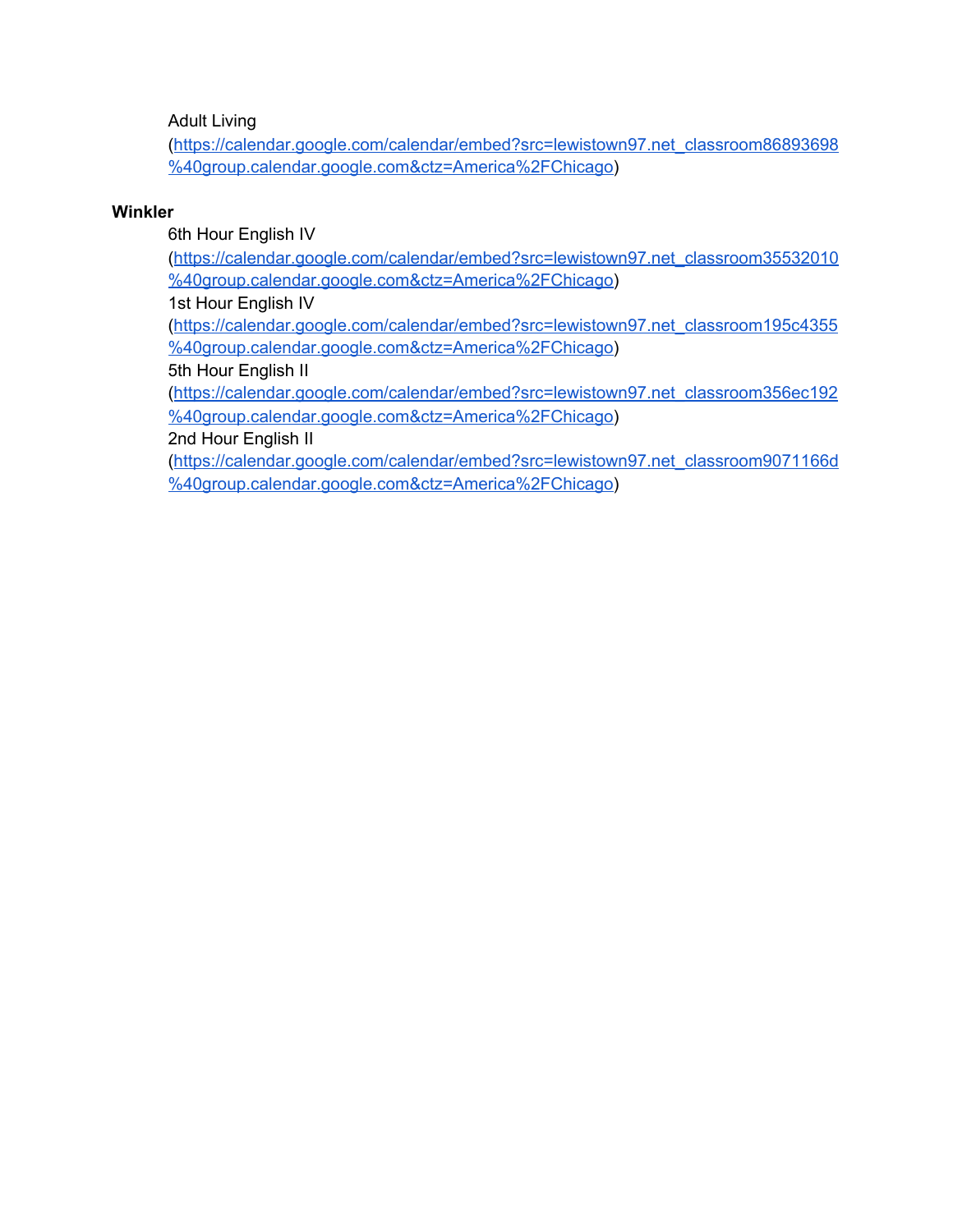Adult Living
(https://calendar.google.com/calendar/embed?src=lewistown97.net_classroom86893698%40group.calendar.google.com&ctz=America%2FChicago)

**Winkler**

6th Hour English IV
(https://calendar.google.com/calendar/embed?src=lewistown97.net_classroom35532010%40group.calendar.google.com&ctz=America%2FChicago)
1st Hour English IV
(https://calendar.google.com/calendar/embed?src=lewistown97.net_classroom195c4355%40group.calendar.google.com&ctz=America%2FChicago)
5th Hour English II
(https://calendar.google.com/calendar/embed?src=lewistown97.net_classroom356ec192%40group.calendar.google.com&ctz=America%2FChicago)
2nd Hour English II
(https://calendar.google.com/calendar/embed?src=lewistown97.net_classroom9071166d%40group.calendar.google.com&ctz=America%2FChicago)